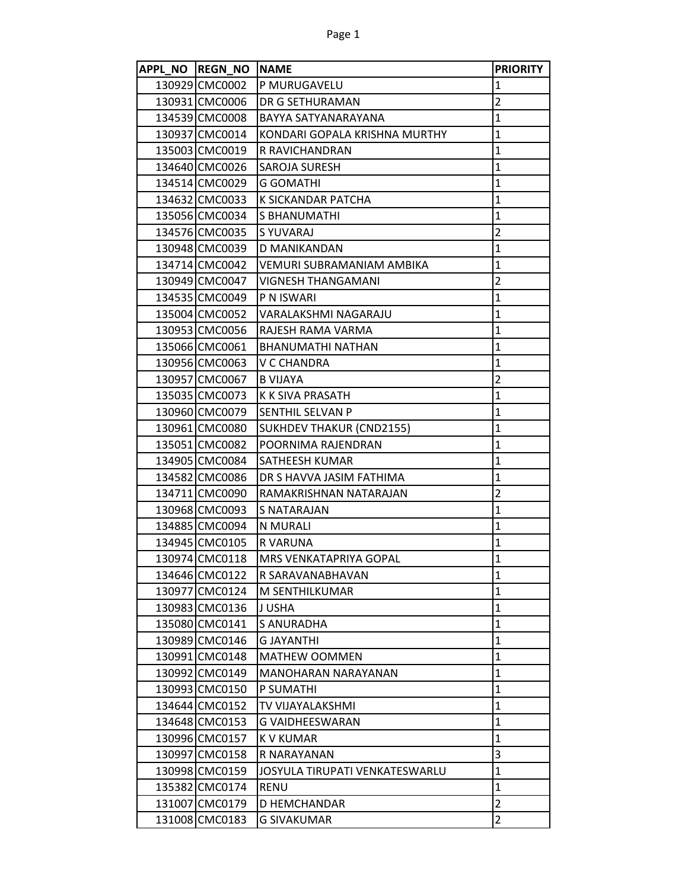| APPL_NO | REGN_NO | NAME | PRIORITY |
| --- | --- | --- | --- |
| 130929 | CMC0002 | P MURUGAVELU | 1 |
| 130931 | CMC0006 | DR G SETHURAMAN | 2 |
| 134539 | CMC0008 | BAYYA SATYANARAYANA | 1 |
| 130937 | CMC0014 | KONDARI GOPALA KRISHNA MURTHY | 1 |
| 135003 | CMC0019 | R RAVICHANDRAN | 1 |
| 134640 | CMC0026 | SAROJA SURESH | 1 |
| 134514 | CMC0029 | G GOMATHI | 1 |
| 134632 | CMC0033 | K SICKANDAR PATCHA | 1 |
| 135056 | CMC0034 | S BHANUMATHI | 1 |
| 134576 | CMC0035 | S YUVARAJ | 2 |
| 130948 | CMC0039 | D MANIKANDAN | 1 |
| 134714 | CMC0042 | VEMURI SUBRAMANIAM AMBIKA | 1 |
| 130949 | CMC0047 | VIGNESH THANGAMANI | 2 |
| 134535 | CMC0049 | P N ISWARI | 1 |
| 135004 | CMC0052 | VARALAKSHMI NAGARAJU | 1 |
| 130953 | CMC0056 | RAJESH RAMA VARMA | 1 |
| 135066 | CMC0061 | BHANUMATHI NATHAN | 1 |
| 130956 | CMC0063 | V C CHANDRA | 1 |
| 130957 | CMC0067 | B VIJAYA | 2 |
| 135035 | CMC0073 | K K SIVA PRASATH | 1 |
| 130960 | CMC0079 | SENTHIL SELVAN P | 1 |
| 130961 | CMC0080 | SUKHDEV THAKUR (CND2155) | 1 |
| 135051 | CMC0082 | POORNIMA RAJENDRAN | 1 |
| 134905 | CMC0084 | SATHEESH KUMAR | 1 |
| 134582 | CMC0086 | DR S HAVVA JASIM FATHIMA | 1 |
| 134711 | CMC0090 | RAMAKRISHNAN NATARAJAN | 2 |
| 130968 | CMC0093 | S NATARAJAN | 1 |
| 134885 | CMC0094 | N MURALI | 1 |
| 134945 | CMC0105 | R VARUNA | 1 |
| 130974 | CMC0118 | MRS VENKATAPRIYA GOPAL | 1 |
| 134646 | CMC0122 | R SARAVANABHAVAN | 1 |
| 130977 | CMC0124 | M SENTHILKUMAR | 1 |
| 130983 | CMC0136 | J USHA | 1 |
| 135080 | CMC0141 | S ANURADHA | 1 |
| 130989 | CMC0146 | G JAYANTHI | 1 |
| 130991 | CMC0148 | MATHEW OOMMEN | 1 |
| 130992 | CMC0149 | MANOHARAN NARAYANAN | 1 |
| 130993 | CMC0150 | P SUMATHI | 1 |
| 134644 | CMC0152 | TV VIJAYALAKSHMI | 1 |
| 134648 | CMC0153 | G VAIDHEESWARAN | 1 |
| 130996 | CMC0157 | K V KUMAR | 1 |
| 130997 | CMC0158 | R NARAYANAN | 3 |
| 130998 | CMC0159 | JOSYULA TIRUPATI VENKATESWARLU | 1 |
| 135382 | CMC0174 | RENU | 1 |
| 131007 | CMC0179 | D HEMCHANDAR | 2 |
| 131008 | CMC0183 | G SIVAKUMAR | 2 |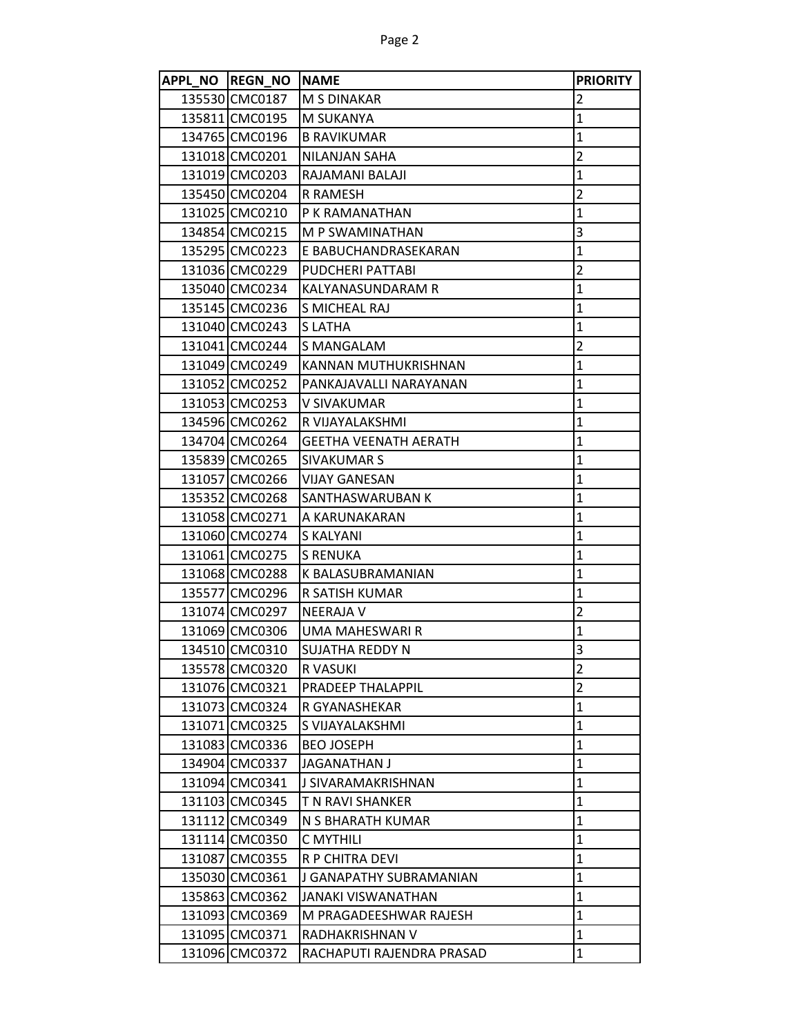| APPL_NO | REGN_NO | NAME | PRIORITY |
|---|---|---|---|
| 135530 | CMC0187 | M S DINAKAR | 2 |
| 135811 | CMC0195 | M SUKANYA | 1 |
| 134765 | CMC0196 | B RAVIKUMAR | 1 |
| 131018 | CMC0201 | NILANJAN SAHA | 2 |
| 131019 | CMC0203 | RAJAMANI BALAJI | 1 |
| 135450 | CMC0204 | R RAMESH | 2 |
| 131025 | CMC0210 | P K RAMANATHAN | 1 |
| 134854 | CMC0215 | M P SWAMINATHAN | 3 |
| 135295 | CMC0223 | E BABUCHANDRASEKARAN | 1 |
| 131036 | CMC0229 | PUDCHERI PATTABI | 2 |
| 135040 | CMC0234 | KALYANASUNDARAM R | 1 |
| 135145 | CMC0236 | S MICHEAL RAJ | 1 |
| 131040 | CMC0243 | S LATHA | 1 |
| 131041 | CMC0244 | S MANGALAM | 2 |
| 131049 | CMC0249 | KANNAN MUTHUKRISHNAN | 1 |
| 131052 | CMC0252 | PANKAJAVALLI NARAYANAN | 1 |
| 131053 | CMC0253 | V SIVAKUMAR | 1 |
| 134596 | CMC0262 | R VIJAYALAKSHMI | 1 |
| 134704 | CMC0264 | GEETHA VEENATH AERATH | 1 |
| 135839 | CMC0265 | SIVAKUMAR S | 1 |
| 131057 | CMC0266 | VIJAY GANESAN | 1 |
| 135352 | CMC0268 | SANTHASWARUBAN K | 1 |
| 131058 | CMC0271 | A KARUNAKARAN | 1 |
| 131060 | CMC0274 | S KALYANI | 1 |
| 131061 | CMC0275 | S RENUKA | 1 |
| 131068 | CMC0288 | K BALASUBRAMANIAN | 1 |
| 135577 | CMC0296 | R SATISH KUMAR | 1 |
| 131074 | CMC0297 | NEERAJA V | 2 |
| 131069 | CMC0306 | UMA MAHESWARI R | 1 |
| 134510 | CMC0310 | SUJATHA REDDY N | 3 |
| 135578 | CMC0320 | R VASUKI | 2 |
| 131076 | CMC0321 | PRADEEP THALAPPIL | 2 |
| 131073 | CMC0324 | R GYANASHEKAR | 1 |
| 131071 | CMC0325 | S VIJAYALAKSHMI | 1 |
| 131083 | CMC0336 | BEO JOSEPH | 1 |
| 134904 | CMC0337 | JAGANATHAN J | 1 |
| 131094 | CMC0341 | J SIVARAMAKRISHNAN | 1 |
| 131103 | CMC0345 | T N RAVI SHANKER | 1 |
| 131112 | CMC0349 | N S BHARATH KUMAR | 1 |
| 131114 | CMC0350 | C MYTHILI | 1 |
| 131087 | CMC0355 | R P CHITRA DEVI | 1 |
| 135030 | CMC0361 | J GANAPATHY SUBRAMANIAN | 1 |
| 135863 | CMC0362 | JANAKI VISWANATHAN | 1 |
| 131093 | CMC0369 | M PRAGADEESHWAR RAJESH | 1 |
| 131095 | CMC0371 | RADHAKRISHNAN V | 1 |
| 131096 | CMC0372 | RACHAPUTI RAJENDRA PRASAD | 1 |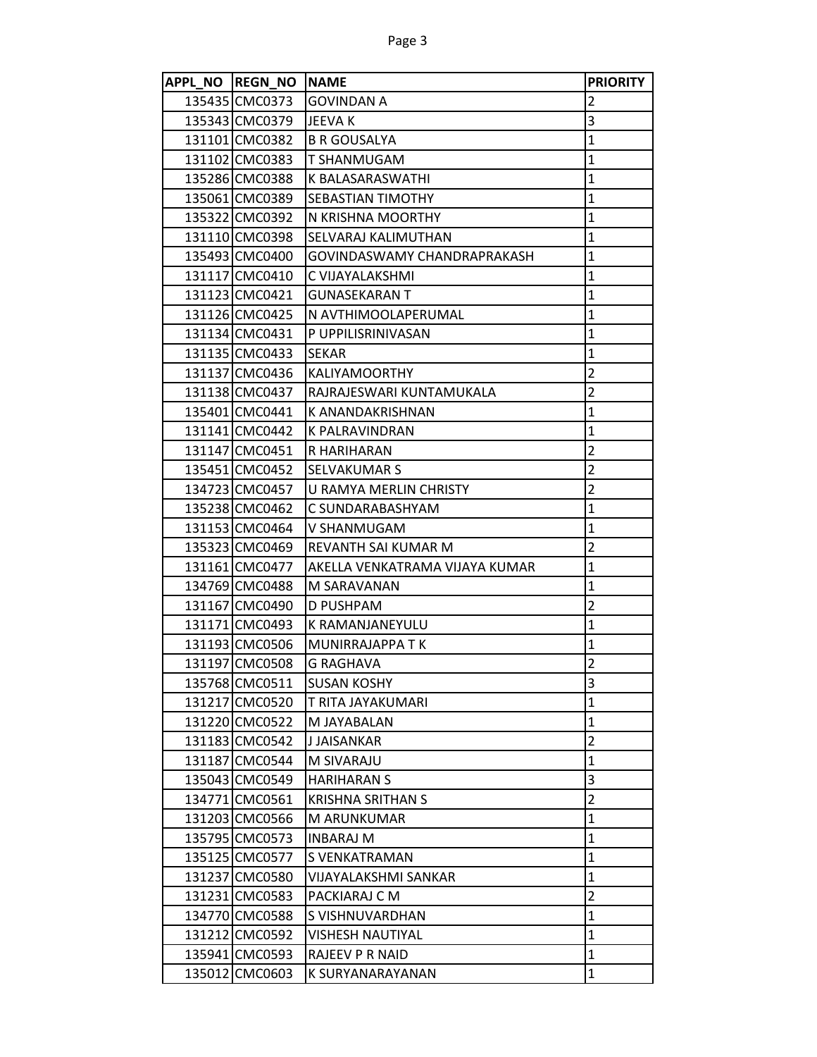| APPL_NO | REGN_NO | NAME | PRIORITY |
|---|---|---|---|
| 135435 | CMC0373 | GOVINDAN A | 2 |
| 135343 | CMC0379 | JEEVA K | 3 |
| 131101 | CMC0382 | B R GOUSALYA | 1 |
| 131102 | CMC0383 | T SHANMUGAM | 1 |
| 135286 | CMC0388 | K BALASARASWATHI | 1 |
| 135061 | CMC0389 | SEBASTIAN TIMOTHY | 1 |
| 135322 | CMC0392 | N KRISHNA MOORTHY | 1 |
| 131110 | CMC0398 | SELVARAJ KALIMUTHAN | 1 |
| 135493 | CMC0400 | GOVINDASWAMY CHANDRAPRAKASH | 1 |
| 131117 | CMC0410 | C VIJAYALAKSHMI | 1 |
| 131123 | CMC0421 | GUNASEKARAN T | 1 |
| 131126 | CMC0425 | N AVTHIMOOLAPERUMAL | 1 |
| 131134 | CMC0431 | P UPPILISRINIVASAN | 1 |
| 131135 | CMC0433 | SEKAR | 1 |
| 131137 | CMC0436 | KALIYAMOORTHY | 2 |
| 131138 | CMC0437 | RAJRAJESWARI KUNTAMUKALA | 2 |
| 135401 | CMC0441 | K ANANDAKRISHNAN | 1 |
| 131141 | CMC0442 | K PALRAVINDRAN | 1 |
| 131147 | CMC0451 | R HARIHARAN | 2 |
| 135451 | CMC0452 | SELVAKUMAR S | 2 |
| 134723 | CMC0457 | U RAMYA MERLIN CHRISTY | 2 |
| 135238 | CMC0462 | C SUNDARABASHYAM | 1 |
| 131153 | CMC0464 | V SHANMUGAM | 1 |
| 135323 | CMC0469 | REVANTH SAI KUMAR M | 2 |
| 131161 | CMC0477 | AKELLA VENKATRAMA VIJAYA KUMAR | 1 |
| 134769 | CMC0488 | M SARAVANAN | 1 |
| 131167 | CMC0490 | D PUSHPAM | 2 |
| 131171 | CMC0493 | K RAMANJANEYULU | 1 |
| 131193 | CMC0506 | MUNIRRAJAPPA T K | 1 |
| 131197 | CMC0508 | G RAGHAVA | 2 |
| 135768 | CMC0511 | SUSAN KOSHY | 3 |
| 131217 | CMC0520 | T RITA JAYAKUMARI | 1 |
| 131220 | CMC0522 | M JAYABALAN | 1 |
| 131183 | CMC0542 | J JAISANKAR | 2 |
| 131187 | CMC0544 | M SIVARAJU | 1 |
| 135043 | CMC0549 | HARIHARAN S | 3 |
| 134771 | CMC0561 | KRISHNA SRITHAN S | 2 |
| 131203 | CMC0566 | M ARUNKUMAR | 1 |
| 135795 | CMC0573 | INBARAJ M | 1 |
| 135125 | CMC0577 | S VENKATRAMAN | 1 |
| 131237 | CMC0580 | VIJAYALAKSHMI SANKAR | 1 |
| 131231 | CMC0583 | PACKIARAJ C M | 2 |
| 134770 | CMC0588 | S VISHNUVARDHAN | 1 |
| 131212 | CMC0592 | VISHESH NAUTIYAL | 1 |
| 135941 | CMC0593 | RAJEEV P R NAID | 1 |
| 135012 | CMC0603 | K SURYANARAYANAN | 1 |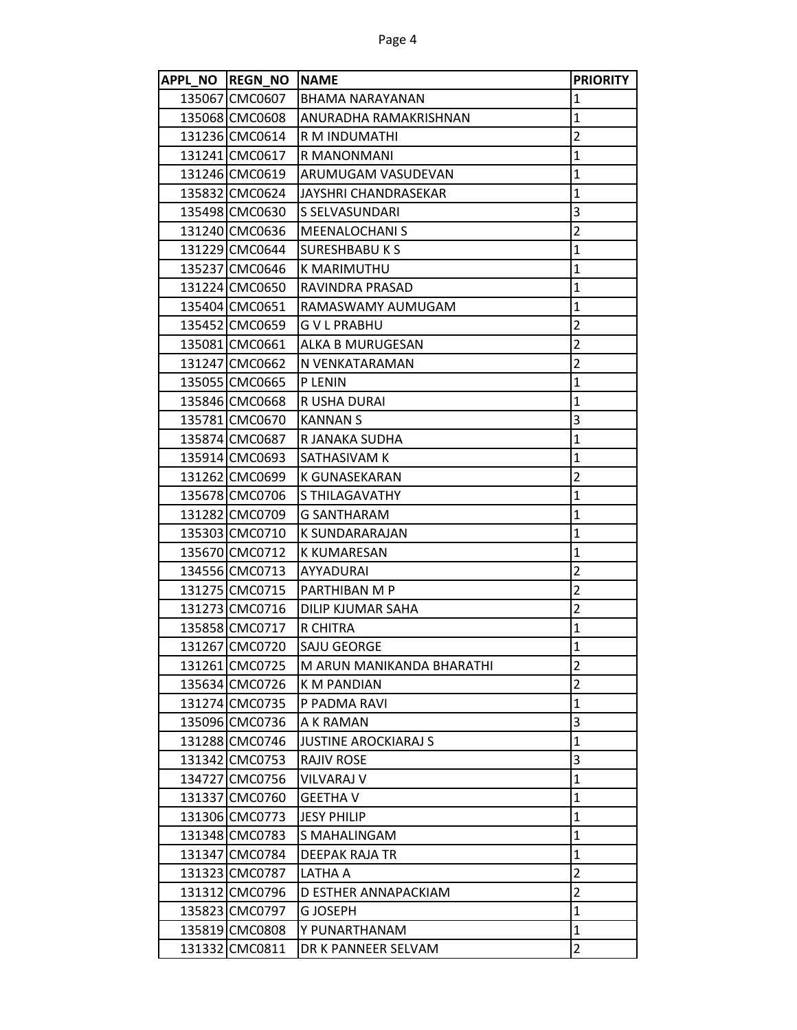| APPL_NO | REGN_NO | NAME | PRIORITY |
|---|---|---|---|
| 135067 | CMC0607 | BHAMA NARAYANAN | 1 |
| 135068 | CMC0608 | ANURADHA RAMAKRISHNAN | 1 |
| 131236 | CMC0614 | R M INDUMATHI | 2 |
| 131241 | CMC0617 | R MANONMANI | 1 |
| 131246 | CMC0619 | ARUMUGAM VASUDEVAN | 1 |
| 135832 | CMC0624 | JAYSHRI CHANDRASEKAR | 1 |
| 135498 | CMC0630 | S SELVASUNDARI | 3 |
| 131240 | CMC0636 | MEENALOCHANI S | 2 |
| 131229 | CMC0644 | SURESHBABU K S | 1 |
| 135237 | CMC0646 | K MARIMUTHU | 1 |
| 131224 | CMC0650 | RAVINDRA PRASAD | 1 |
| 135404 | CMC0651 | RAMASWAMY AUMUGAM | 1 |
| 135452 | CMC0659 | G V L PRABHU | 2 |
| 135081 | CMC0661 | ALKA B MURUGESAN | 2 |
| 131247 | CMC0662 | N VENKATARAMAN | 2 |
| 135055 | CMC0665 | P LENIN | 1 |
| 135846 | CMC0668 | R USHA DURAI | 1 |
| 135781 | CMC0670 | KANNAN S | 3 |
| 135874 | CMC0687 | R JANAKA SUDHA | 1 |
| 135914 | CMC0693 | SATHASIVAM K | 1 |
| 131262 | CMC0699 | K GUNASEKARAN | 2 |
| 135678 | CMC0706 | S THILAGAVATHY | 1 |
| 131282 | CMC0709 | G SANTHARAM | 1 |
| 135303 | CMC0710 | K SUNDARARAJAN | 1 |
| 135670 | CMC0712 | K KUMARESAN | 1 |
| 134556 | CMC0713 | AYYADURAI | 2 |
| 131275 | CMC0715 | PARTHIBAN M P | 2 |
| 131273 | CMC0716 | DILIP KJUMAR SAHA | 2 |
| 135858 | CMC0717 | R CHITRA | 1 |
| 131267 | CMC0720 | SAJU GEORGE | 1 |
| 131261 | CMC0725 | M ARUN MANIKANDA BHARATHI | 2 |
| 135634 | CMC0726 | K M PANDIAN | 2 |
| 131274 | CMC0735 | P PADMA RAVI | 1 |
| 135096 | CMC0736 | A K RAMAN | 3 |
| 131288 | CMC0746 | JUSTINE AROCKIARAJ S | 1 |
| 131342 | CMC0753 | RAJIV ROSE | 3 |
| 134727 | CMC0756 | VILVARAJ V | 1 |
| 131337 | CMC0760 | GEETHA V | 1 |
| 131306 | CMC0773 | JESY PHILIP | 1 |
| 131348 | CMC0783 | S MAHALINGAM | 1 |
| 131347 | CMC0784 | DEEPAK RAJA TR | 1 |
| 131323 | CMC0787 | LATHA A | 2 |
| 131312 | CMC0796 | D ESTHER ANNAPACKIAM | 2 |
| 135823 | CMC0797 | G JOSEPH | 1 |
| 135819 | CMC0808 | Y PUNARTHANAM | 1 |
| 131332 | CMC0811 | DR K PANNEER SELVAM | 2 |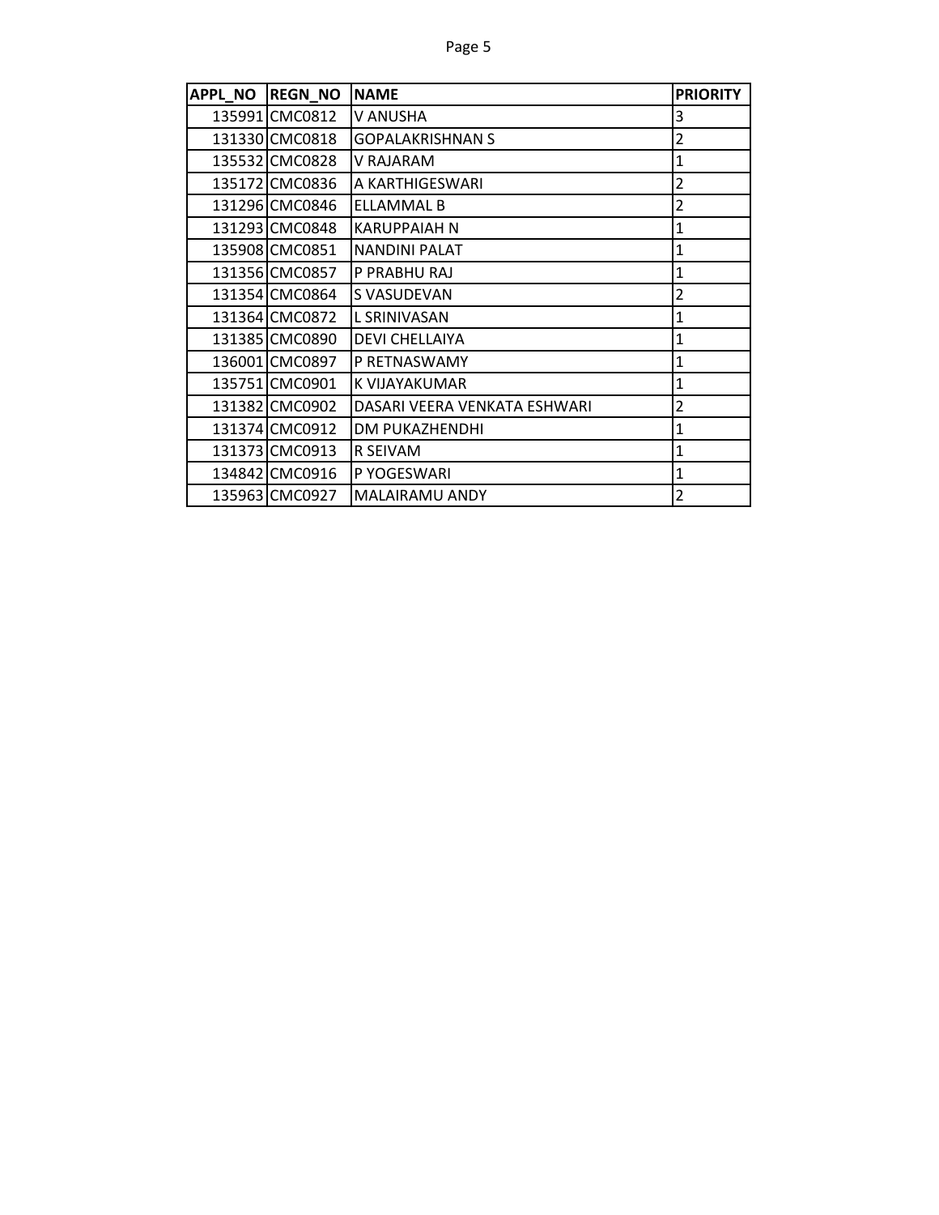| APPL_NO | REGN_NO | NAME | PRIORITY |
|---|---|---|---|
| 135991 | CMC0812 | V ANUSHA | 3 |
| 131330 | CMC0818 | GOPALAKRISHNAN S | 2 |
| 135532 | CMC0828 | V RAJARAM | 1 |
| 135172 | CMC0836 | A KARTHIGESWARI | 2 |
| 131296 | CMC0846 | ELLAMMAL B | 2 |
| 131293 | CMC0848 | KARUPPAIAH N | 1 |
| 135908 | CMC0851 | NANDINI PALAT | 1 |
| 131356 | CMC0857 | P PRABHU RAJ | 1 |
| 131354 | CMC0864 | S VASUDEVAN | 2 |
| 131364 | CMC0872 | L SRINIVASAN | 1 |
| 131385 | CMC0890 | DEVI CHELLAIYA | 1 |
| 136001 | CMC0897 | P RETNASWAMY | 1 |
| 135751 | CMC0901 | K VIJAYAKUMAR | 1 |
| 131382 | CMC0902 | DASARI VEERA VENKATA ESHWARI | 2 |
| 131374 | CMC0912 | DM PUKAZHENDHI | 1 |
| 131373 | CMC0913 | R SEIVAM | 1 |
| 134842 | CMC0916 | P YOGESWARI | 1 |
| 135963 | CMC0927 | MALAIRAMU ANDY | 2 |